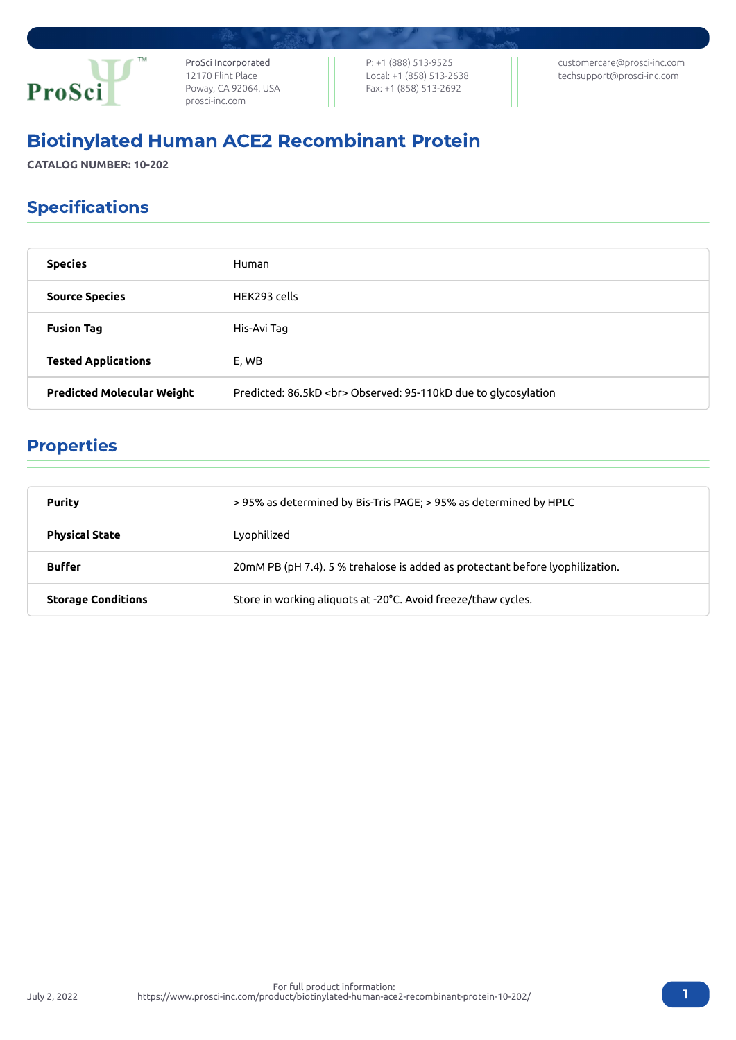ProSci Incorporated
12170 Flint Place
Poway, CA 92064, USA
prosci-inc.com

P: +1 (888) 513-9525
Local: +1 (858) 513-2638
Fax: +1 (858) 513-2692

customercare@prosci-inc.com
techsupport@prosci-inc.com

# Biotinylated Human ACE2 Recombinant Protein

**CATALOG NUMBER: 10-202**

## Specifications

| | |
|---|---|
| **Species** | Human |
| **Source Species** | HEK293 cells |
| **Fusion Tag** | His-Avi Tag |
| **Tested Applications** | E, WB |
| **Predicted Molecular Weight** | Predicted: 86.5kD <br> Observed: 95-110kD due to glycosylation |

## Properties

| | |
|---|---|
| **Purity** | > 95% as determined by Bis-Tris PAGE; > 95% as determined by HPLC |
| **Physical State** | Lyophilized |
| **Buffer** | 20mM PB (pH 7.4). 5 % trehalose is added as protectant before lyophilization. |
| **Storage Conditions** | Store in working aliquots at -20°C. Avoid freeze/thaw cycles. |

July 2, 2022

For full product information:
https://www.prosci-inc.com/product/biotinylated-human-ace2-recombinant-protein-10-202/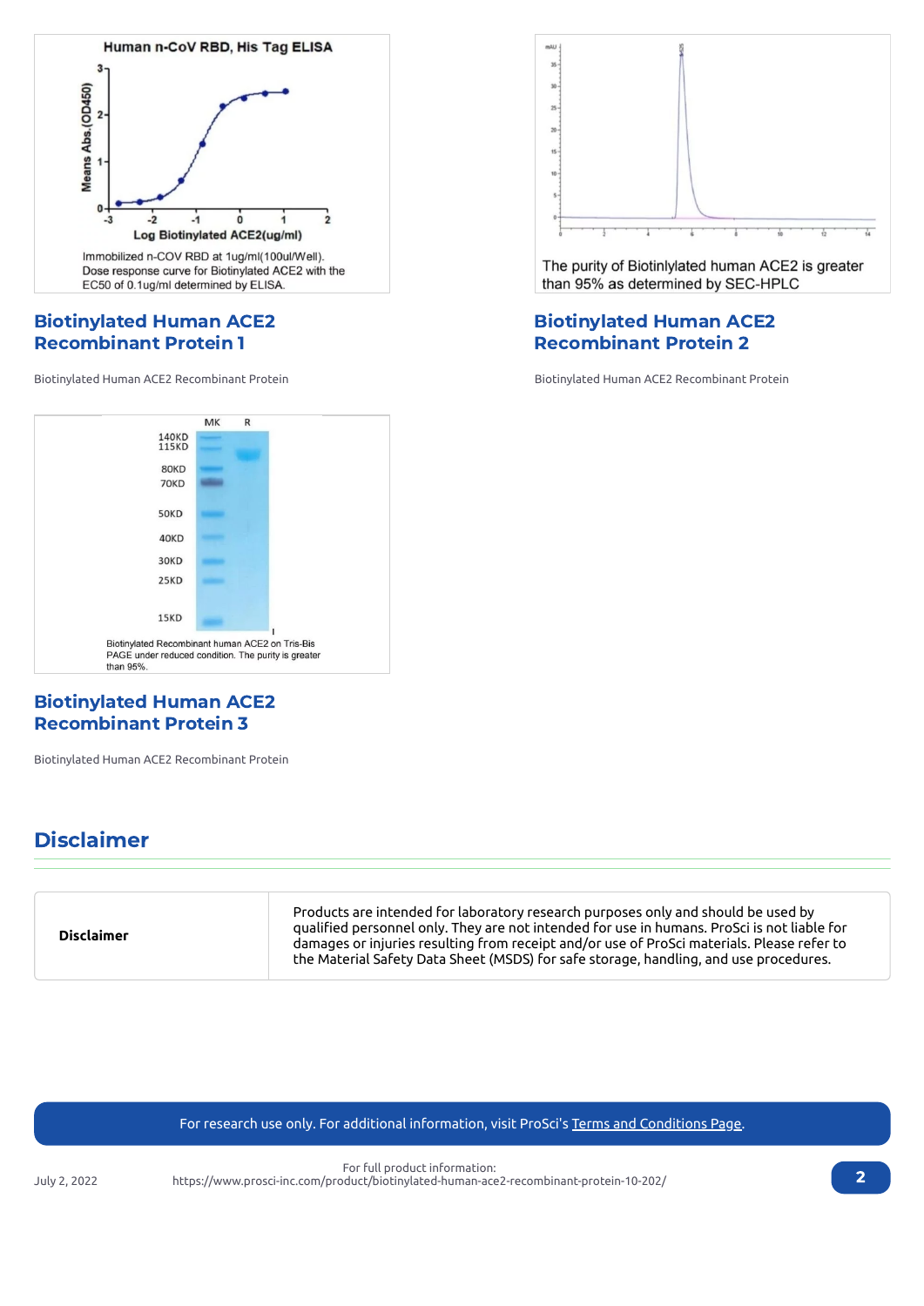Human n-CoV RBD, His Tag ELISA

Means Abs.(OD450)

Log Biotinylated ACE2(ug/ml)

Immobilized n-COV RBD at 1ug/ml(100ul/Well).
Dose response curve for Biotinylated ACE2 with the EC50 of 0.1ug/ml determined by ELISA.

### Biotinylated Human ACE2 Recombinant Protein 1

Biotinylated Human ACE2 Recombinant Protein

The purity of Biotinlylated human ACE2 is greater than 95% as determined by SEC-HPLC

### Biotinylated Human ACE2 Recombinant Protein 2

Biotinylated Human ACE2 Recombinant Protein

MK R

140KD
115KD
80KD
70KD
50KD
40KD
30KD
25KD
15KD

Biotinylated Recombinant human ACE2 on Tris-Bis PAGE under reduced condition. The purity is greater than 95%.

### Biotinylated Human ACE2 Recombinant Protein 3

Biotinylated Human ACE2 Recombinant Protein

## Disclaimer

| | |
|---|---|
| **Disclaimer** | Products are intended for laboratory research purposes only and should be used by qualified personnel only. They are not intended for use in humans. ProSci is not liable for damages or injuries resulting from receipt and/or use of ProSci materials. Please refer to the Material Safety Data Sheet (MSDS) for safe storage, handling, and use procedures. |

For research use only. For additional information, visit ProSci's Terms and Conditions Page.

July 2, 2022

For full product information:
https://www.prosci-inc.com/product/biotinylated-human-ace2-recombinant-protein-10-202/